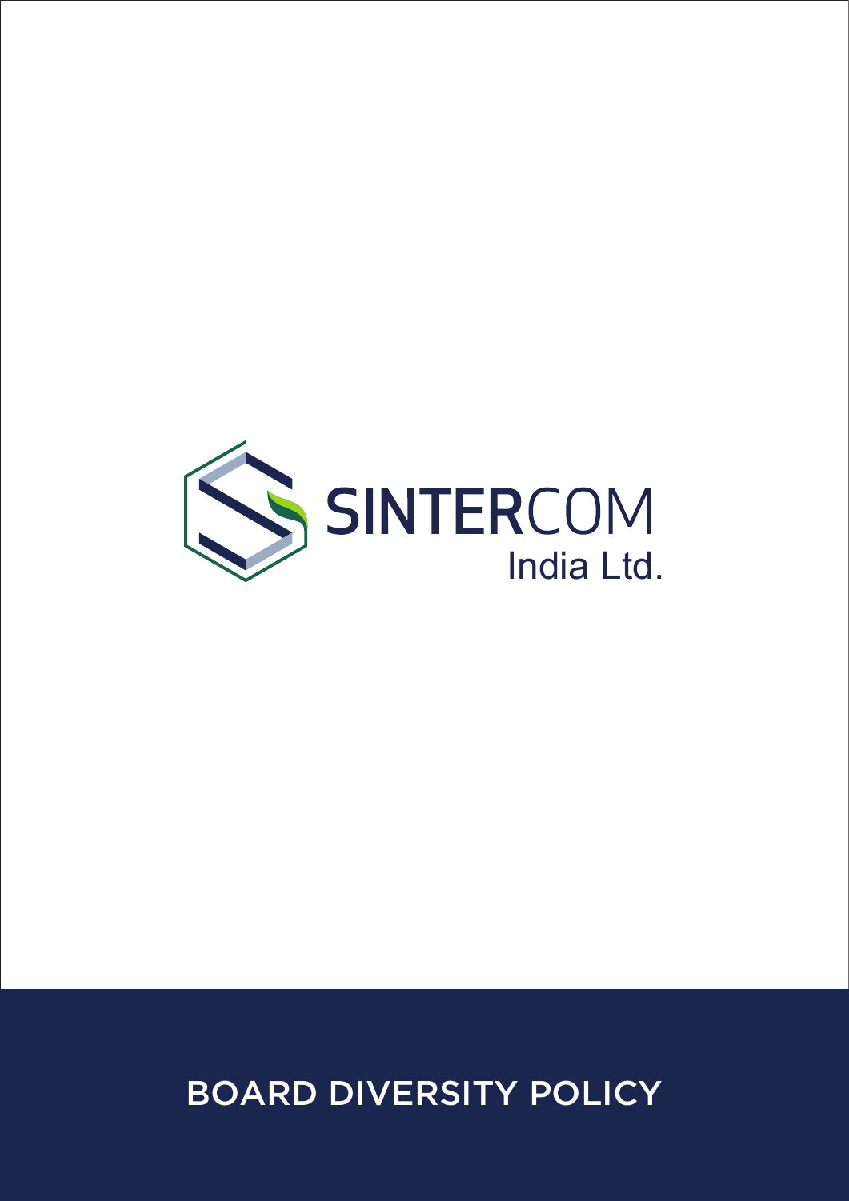SINTERCOM

India Ltd.

# BOARD DIVERSITY POLICY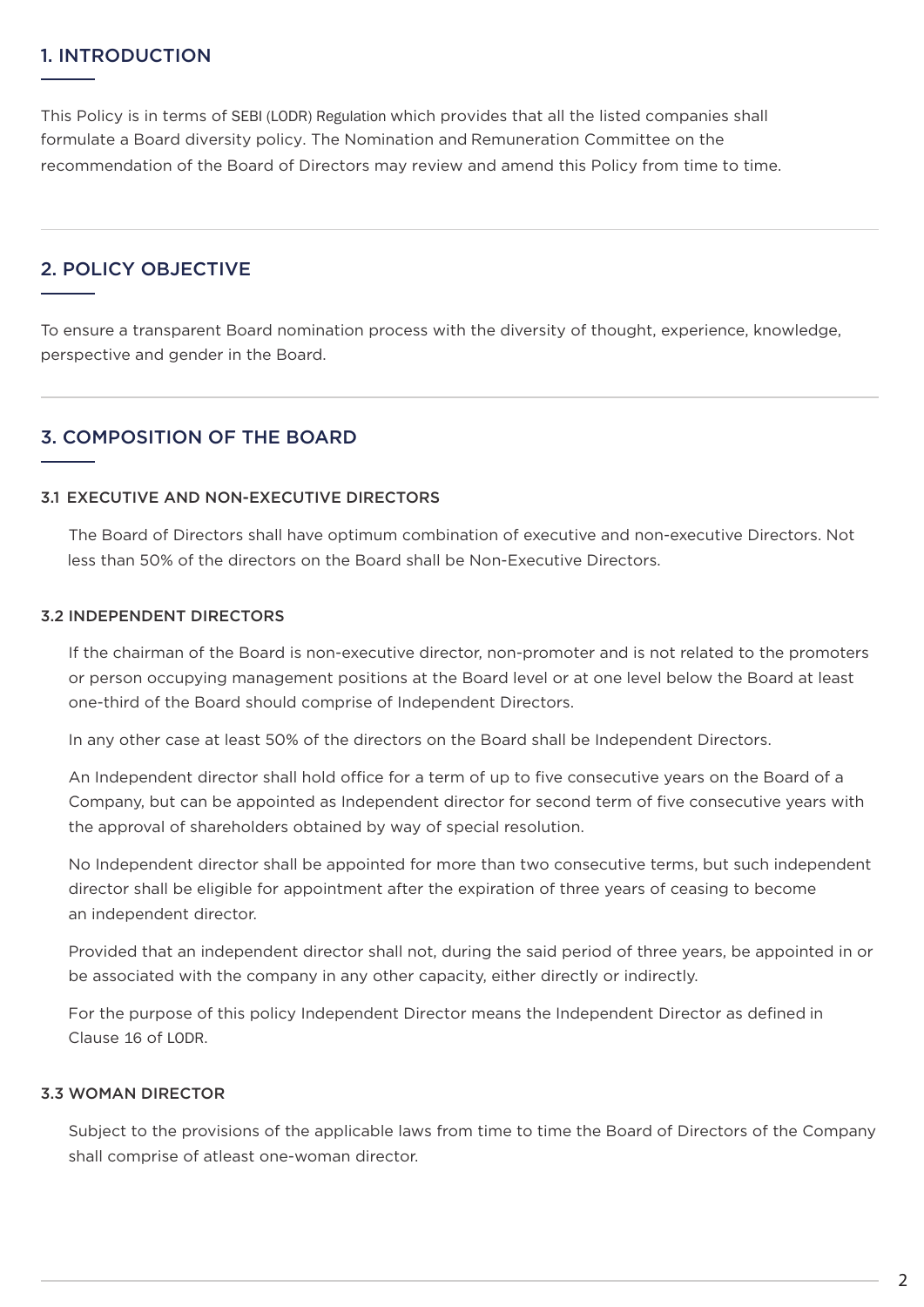## 1. INTRODUCTION

This Policy is in terms of SEBI (LODR) Regulation which provides that all the listed companies shall formulate a Board diversity policy. The Nomination and Remuneration Committee on the recommendation of the Board of Directors may review and amend this Policy from time to time.

## 2. POLICY OBJECTIVE

To ensure a transparent Board nomination process with the diversity of thought, experience, knowledge, perspective and gender in the Board.

## 3. COMPOSITION OF THE BOARD

### 3.1 EXECUTIVE AND NON-EXECUTIVE DIRECTORS

The Board of Directors shall have optimum combination of executive and non-executive Directors. Not less than 50% of the directors on the Board shall be Non-Executive Directors.

### 3.2 INDEPENDENT DIRECTORS

If the chairman of the Board is non-executive director, non-promoter and is not related to the promoters or person occupying management positions at the Board level or at one level below the Board at least one-third of the Board should comprise of Independent Directors.

In any other case at least 50% of the directors on the Board shall be Independent Directors.

An Independent director shall hold office for a term of up to five consecutive years on the Board of a Company, but can be appointed as Independent director for second term of five consecutive years with the approval of shareholders obtained by way of special resolution.

No Independent director shall be appointed for more than two consecutive terms, but such independent director shall be eligible for appointment after the expiration of three years of ceasing to become an independent director.

Provided that an independent director shall not, during the said period of three years, be appointed in or be associated with the company in any other capacity, either directly or indirectly.

For the purpose of this policy Independent Director means the Independent Director as defined in Clause 16 of LODR.

### 3.3 WOMAN DIRECTOR

Subject to the provisions of the applicable laws from time to time the Board of Directors of the Company shall comprise of atleast one-woman director.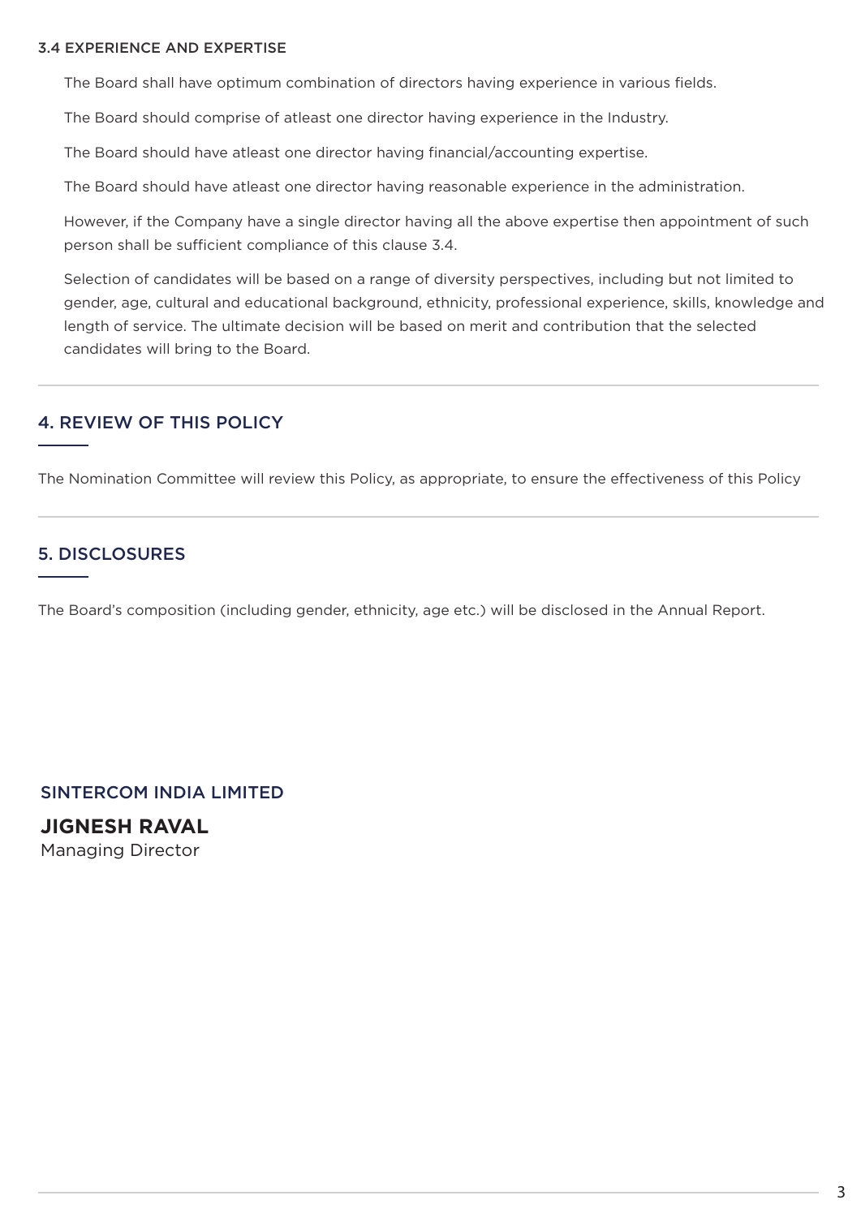### 3.4 EXPERIENCE AND EXPERTISE

The Board shall have optimum combination of directors having experience in various fields.

The Board should comprise of atleast one director having experience in the Industry.

The Board should have atleast one director having financial/accounting expertise.

The Board should have atleast one director having reasonable experience in the administration.

However, if the Company have a single director having all the above expertise then appointment of such person shall be sufficient compliance of this clause 3.4.

Selection of candidates will be based on a range of diversity perspectives, including but not limited to gender, age, cultural and educational background, ethnicity, professional experience, skills, knowledge and length of service. The ultimate decision will be based on merit and contribution that the selected candidates will bring to the Board.

## 4. REVIEW OF THIS POLICY

The Nomination Committee will review this Policy, as appropriate, to ensure the effectiveness of this Policy

## 5. DISCLOSURES

The Board's composition (including gender, ethnicity, age etc.) will be disclosed in the Annual Report.

SINTERCOM INDIA LIMITED

**JIGNESH RAVAL**
Managing Director